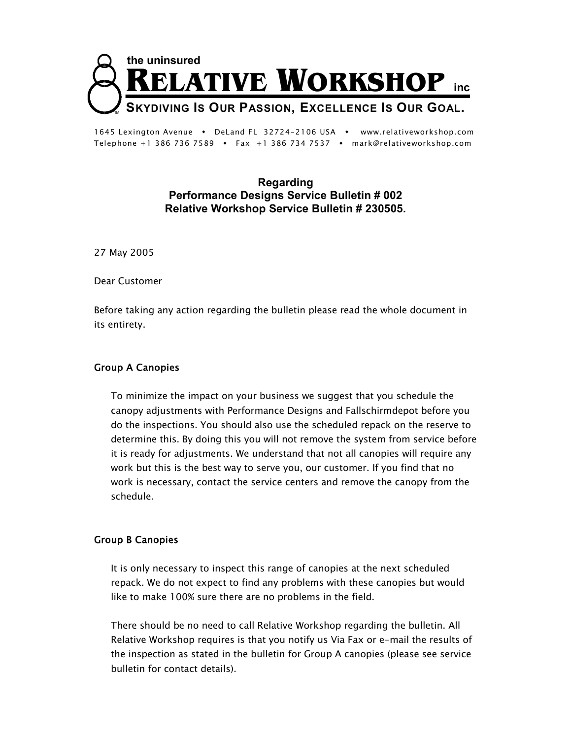the uninsured

# RELATIVE WORKSHOP inc

**SKYDIVING IS OUR PASSION, EXCELLENCE IS OUR GOAL.**

1645 Lexington Avenue • DeLand FL 32724-2106 USA • www.relativeworkshop.com
Telephone +1 386 736 7589 • Fax +1 386 734 7537 • mark@relativeworkshop.com

**Regarding**
**Performance Designs Service Bulletin # 002**
**Relative Workshop Service Bulletin # 230505.**

27 May 2005

Dear Customer

Before taking any action regarding the bulletin please read the whole document in its entirety.

## Group A Canopies

To minimize the impact on your business we suggest that you schedule the canopy adjustments with Performance Designs and Fallschirmdepot before you do the inspections. You should also use the scheduled repack on the reserve to determine this. By doing this you will not remove the system from service before it is ready for adjustments. We understand that not all canopies will require any work but this is the best way to serve you, our customer. If you find that no work is necessary, contact the service centers and remove the canopy from the schedule.

## Group B Canopies

It is only necessary to inspect this range of canopies at the next scheduled repack. We do not expect to find any problems with these canopies but would like to make 100% sure there are no problems in the field.

There should be no need to call Relative Workshop regarding the bulletin. All Relative Workshop requires is that you notify us Via Fax or e-mail the results of the inspection as stated in the bulletin for Group A canopies (please see service bulletin for contact details).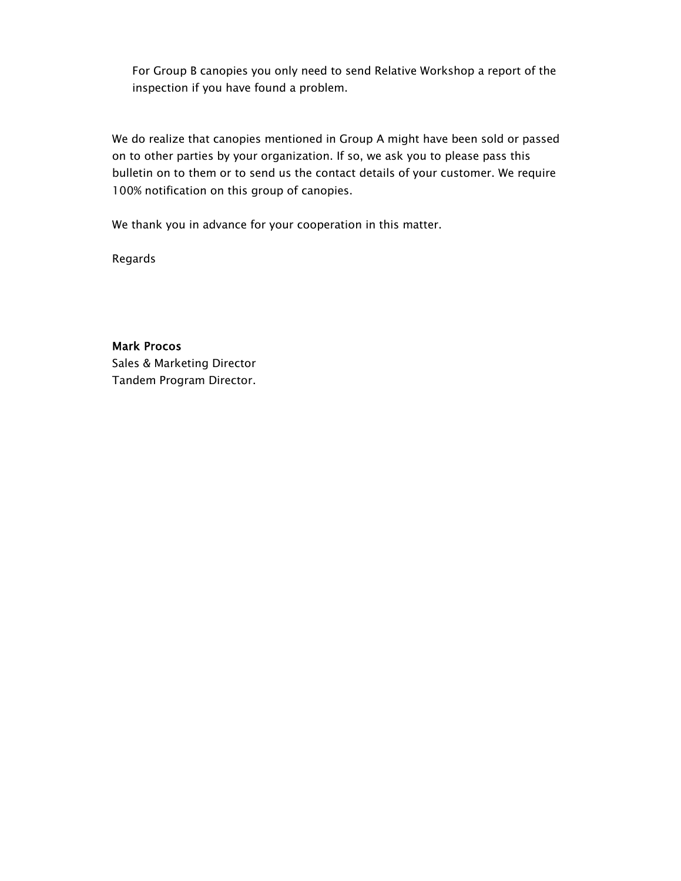For Group B canopies you only need to send Relative Workshop a report of the inspection if you have found a problem.

We do realize that canopies mentioned in Group A might have been sold or passed on to other parties by your organization. If so, we ask you to please pass this bulletin on to them or to send us the contact details of your customer. We require 100% notification on this group of canopies.

We thank you in advance for your cooperation in this matter.

Regards

**Mark Procos**
Sales & Marketing Director
Tandem Program Director.